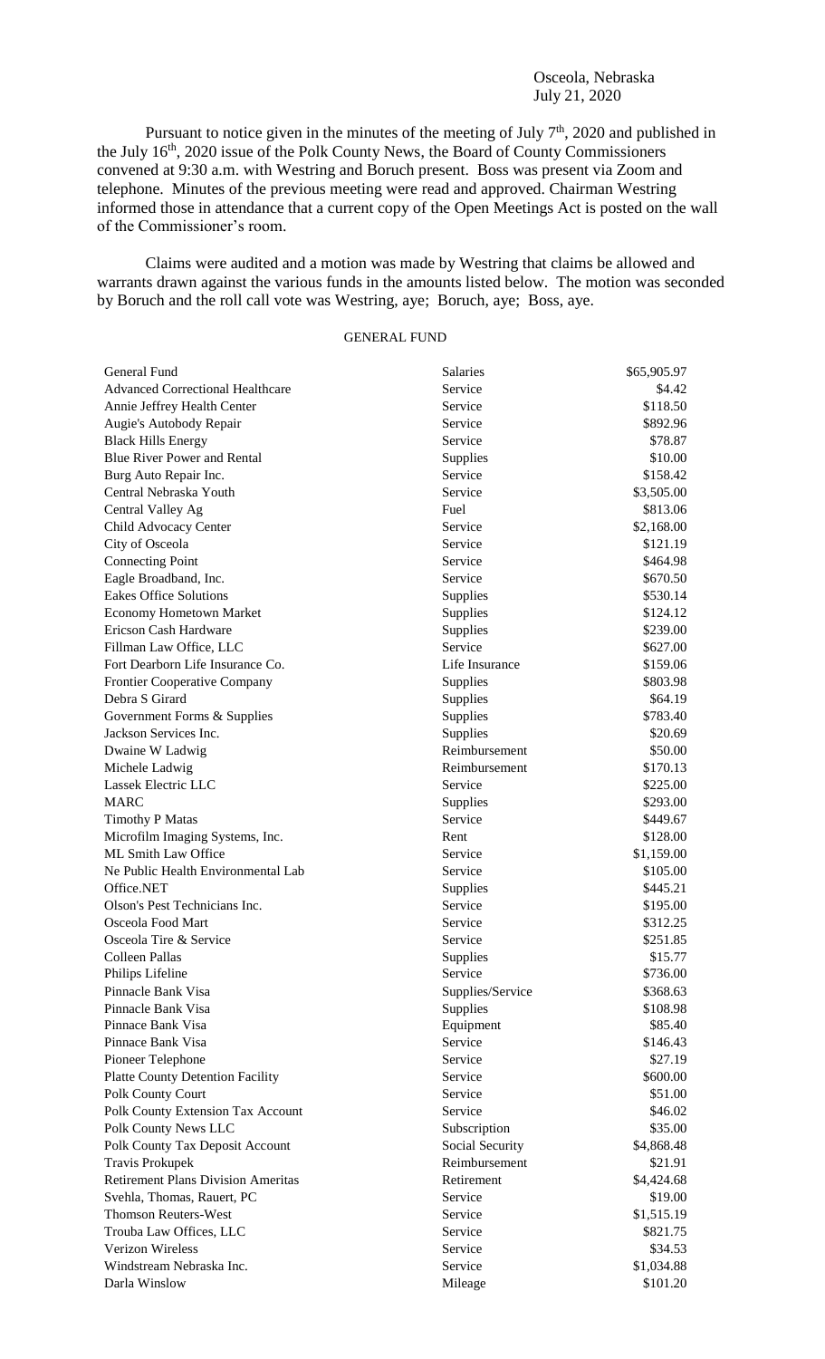Osceola, Nebraska
July 21, 2020

Pursuant to notice given in the minutes of the meeting of July 7th, 2020 and published in the July 16th, 2020 issue of the Polk County News, the Board of County Commissioners convened at 9:30 a.m. with Westring and Boruch present. Boss was present via Zoom and telephone. Minutes of the previous meeting were read and approved. Chairman Westring informed those in attendance that a current copy of the Open Meetings Act is posted on the wall of the Commissioner's room.

Claims were audited and a motion was made by Westring that claims be allowed and warrants drawn against the various funds in the amounts listed below. The motion was seconded by Boruch and the roll call vote was Westring, aye; Boruch, aye; Boss, aye.

GENERAL FUND

| | | |
|---|---|---|
| General Fund | Salaries | \$65,905.97 |
| Advanced Correctional Healthcare | Service | \$4.42 |
| Annie Jeffrey Health Center | Service | \$118.50 |
| Augie's Autobody Repair | Service | \$892.96 |
| Black Hills Energy | Service | \$78.87 |
| Blue River Power and Rental | Supplies | \$10.00 |
| Burg Auto Repair Inc. | Service | \$158.42 |
| Central Nebraska Youth | Service | \$3,505.00 |
| Central Valley Ag | Fuel | \$813.06 |
| Child Advocacy Center | Service | \$2,168.00 |
| City of Osceola | Service | \$121.19 |
| Connecting Point | Service | \$464.98 |
| Eagle Broadband, Inc. | Service | \$670.50 |
| Eakes Office Solutions | Supplies | \$530.14 |
| Economy Hometown Market | Supplies | \$124.12 |
| Ericson Cash Hardware | Supplies | \$239.00 |
| Fillman Law Office, LLC | Service | \$627.00 |
| Fort Dearborn Life Insurance Co. | Life Insurance | \$159.06 |
| Frontier Cooperative Company | Supplies | \$803.98 |
| Debra S Girard | Supplies | \$64.19 |
| Government Forms & Supplies | Supplies | \$783.40 |
| Jackson Services Inc. | Supplies | \$20.69 |
| Dwaine W Ladwig | Reimbursement | \$50.00 |
| Michele Ladwig | Reimbursement | \$170.13 |
| Lassek Electric LLC | Service | \$225.00 |
| MARC | Supplies | \$293.00 |
| Timothy P Matas | Service | \$449.67 |
| Microfilm Imaging Systems, Inc. | Rent | \$128.00 |
| ML Smith Law Office | Service | \$1,159.00 |
| Ne Public Health Environmental Lab | Service | \$105.00 |
| Office.NET | Supplies | \$445.21 |
| Olson's Pest Technicians Inc. | Service | \$195.00 |
| Osceola Food Mart | Service | \$312.25 |
| Osceola Tire & Service | Service | \$251.85 |
| Colleen Pallas | Supplies | \$15.77 |
| Philips Lifeline | Service | \$736.00 |
| Pinnacle Bank Visa | Supplies/Service | \$368.63 |
| Pinnacle Bank Visa | Supplies | \$108.98 |
| Pinnace Bank Visa | Equipment | \$85.40 |
| Pinnace Bank Visa | Service | \$146.43 |
| Pioneer Telephone | Service | \$27.19 |
| Platte County Detention Facility | Service | \$600.00 |
| Polk County Court | Service | \$51.00 |
| Polk County Extension Tax Account | Service | \$46.02 |
| Polk County News LLC | Subscription | \$35.00 |
| Polk County Tax Deposit Account | Social Security | \$4,868.48 |
| Travis Prokupek | Reimbursement | \$21.91 |
| Retirement Plans Division Ameritas | Retirement | \$4,424.68 |
| Svehla, Thomas, Rauert, PC | Service | \$19.00 |
| Thomson Reuters-West | Service | \$1,515.19 |
| Trouba Law Offices, LLC | Service | \$821.75 |
| Verizon Wireless | Service | \$34.53 |
| Windstream Nebraska Inc. | Service | \$1,034.88 |
| Darla Winslow | Mileage | \$101.20 |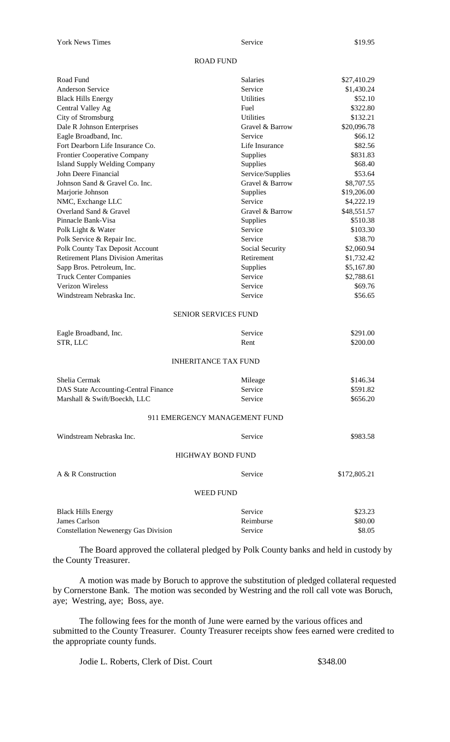| | | |
|---|---|---|
| York News Times | Service | $19.95 |

ROAD FUND

| | | |
|---|---|---|
| Road Fund | Salaries | $27,410.29 |
| Anderson Service | Service | $1,430.24 |
| Black Hills Energy | Utilities | $52.10 |
| Central Valley Ag | Fuel | $322.80 |
| City of Stromsburg | Utilities | $132.21 |
| Dale R Johnson Enterprises | Gravel & Barrow | $20,096.78 |
| Eagle Broadband, Inc. | Service | $66.12 |
| Fort Dearborn Life Insurance Co. | Life Insurance | $82.56 |
| Frontier Cooperative Company | Supplies | $831.83 |
| Island Supply Welding Company | Supplies | $68.40 |
| John Deere Financial | Service/Supplies | $53.64 |
| Johnson Sand & Gravel Co. Inc. | Gravel & Barrow | $8,707.55 |
| Marjorie Johnson | Supplies | $19,206.00 |
| NMC, Exchange LLC | Service | $4,222.19 |
| Overland Sand & Gravel | Gravel & Barrow | $48,551.57 |
| Pinnacle Bank-Visa | Supplies | $510.38 |
| Polk Light & Water | Service | $103.30 |
| Polk Service & Repair Inc. | Service | $38.70 |
| Polk County Tax Deposit Account | Social Security | $2,060.94 |
| Retirement Plans Division Ameritas | Retirement | $1,732.42 |
| Sapp Bros. Petroleum, Inc. | Supplies | $5,167.80 |
| Truck Center Companies | Service | $2,788.61 |
| Verizon Wireless | Service | $69.76 |
| Windstream Nebraska Inc. | Service | $56.65 |

SENIOR SERVICES FUND

| | | |
|---|---|---|
| Eagle Broadband, Inc. | Service | $291.00 |
| STR, LLC | Rent | $200.00 |

INHERITANCE TAX FUND

| | | |
|---|---|---|
| Shelia Cermak | Mileage | $146.34 |
| DAS State Accounting-Central Finance | Service | $591.82 |
| Marshall & Swift/Boeckh, LLC | Service | $656.20 |

911 EMERGENCY MANAGEMENT FUND

| | | |
|---|---|---|
| Windstream Nebraska Inc. | Service | $983.58 |

HIGHWAY BOND FUND

| | | |
|---|---|---|
| A & R Construction | Service | $172,805.21 |

WEED FUND

| | | |
|---|---|---|
| Black Hills Energy | Service | $23.23 |
| James Carlson | Reimburse | $80.00 |
| Constellation Newenergy Gas Division | Service | $8.05 |

The Board approved the collateral pledged by Polk County banks and held in custody by the County Treasurer.

A motion was made by Boruch to approve the substitution of pledged collateral requested by Cornerstone Bank. The motion was seconded by Westring and the roll call vote was Boruch, aye; Westring, aye; Boss, aye.

The following fees for the month of June were earned by the various offices and submitted to the County Treasurer. County Treasurer receipts show fees earned were credited to the appropriate county funds.

| | |
|---|---|
| Jodie L. Roberts, Clerk of Dist. Court | $348.00 |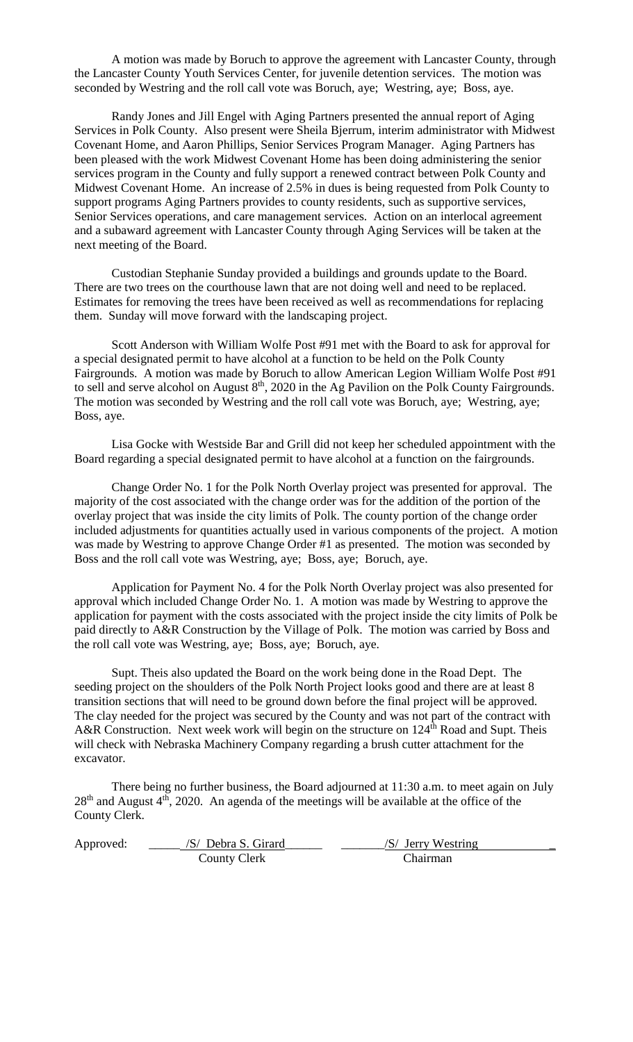A motion was made by Boruch to approve the agreement with Lancaster County, through the Lancaster County Youth Services Center, for juvenile detention services. The motion was seconded by Westring and the roll call vote was Boruch, aye; Westring, aye; Boss, aye.

Randy Jones and Jill Engel with Aging Partners presented the annual report of Aging Services in Polk County. Also present were Sheila Bjerrum, interim administrator with Midwest Covenant Home, and Aaron Phillips, Senior Services Program Manager. Aging Partners has been pleased with the work Midwest Covenant Home has been doing administering the senior services program in the County and fully support a renewed contract between Polk County and Midwest Covenant Home. An increase of 2.5% in dues is being requested from Polk County to support programs Aging Partners provides to county residents, such as supportive services, Senior Services operations, and care management services. Action on an interlocal agreement and a subaward agreement with Lancaster County through Aging Services will be taken at the next meeting of the Board.

Custodian Stephanie Sunday provided a buildings and grounds update to the Board. There are two trees on the courthouse lawn that are not doing well and need to be replaced. Estimates for removing the trees have been received as well as recommendations for replacing them. Sunday will move forward with the landscaping project.

Scott Anderson with William Wolfe Post #91 met with the Board to ask for approval for a special designated permit to have alcohol at a function to be held on the Polk County Fairgrounds. A motion was made by Boruch to allow American Legion William Wolfe Post #91 to sell and serve alcohol on August 8th, 2020 in the Ag Pavilion on the Polk County Fairgrounds. The motion was seconded by Westring and the roll call vote was Boruch, aye; Westring, aye; Boss, aye.

Lisa Gocke with Westside Bar and Grill did not keep her scheduled appointment with the Board regarding a special designated permit to have alcohol at a function on the fairgrounds.

Change Order No. 1 for the Polk North Overlay project was presented for approval. The majority of the cost associated with the change order was for the addition of the portion of the overlay project that was inside the city limits of Polk. The county portion of the change order included adjustments for quantities actually used in various components of the project. A motion was made by Westring to approve Change Order #1 as presented. The motion was seconded by Boss and the roll call vote was Westring, aye; Boss, aye; Boruch, aye.

Application for Payment No. 4 for the Polk North Overlay project was also presented for approval which included Change Order No. 1. A motion was made by Westring to approve the application for payment with the costs associated with the project inside the city limits of Polk be paid directly to A&R Construction by the Village of Polk. The motion was carried by Boss and the roll call vote was Westring, aye; Boss, aye; Boruch, aye.

Supt. Theis also updated the Board on the work being done in the Road Dept. The seeding project on the shoulders of the Polk North Project looks good and there are at least 8 transition sections that will need to be ground down before the final project will be approved. The clay needed for the project was secured by the County and was not part of the contract with A&R Construction. Next week work will begin on the structure on 124th Road and Supt. Theis will check with Nebraska Machinery Company regarding a brush cutter attachment for the excavator.

There being no further business, the Board adjourned at 11:30 a.m. to meet again on July 28th and August 4th, 2020. An agenda of the meetings will be available at the office of the County Clerk.

Approved: /S/ Debra S. Girard — County Clerk

/S/ Jerry Westring — Chairman